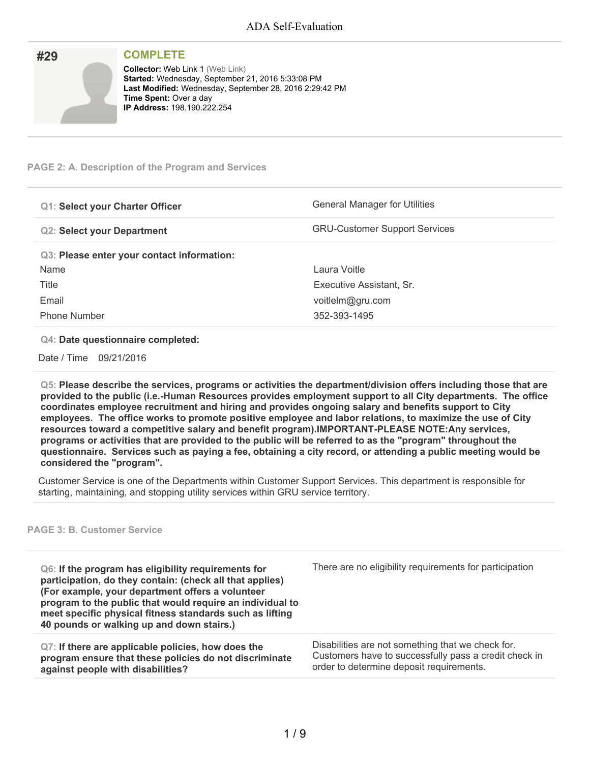# ADA Self-Evaluation

## #29

**COMPLETE**

**Collector:** Web Link 1 (Web Link)
**Started:** Wednesday, September 21, 2016 5:33:08 PM
**Last Modified:** Wednesday, September 28, 2016 2:29:42 PM
**Time Spent:** Over a day
**IP Address:** 198.190.222.254

### PAGE 2: A. Description of the Program and Services

**Q1: Select your Charter Officer**

General Manager for Utilities

**Q2: Select your Department**

GRU-Customer Support Services

**Q3: Please enter your contact information:**

| | |
|---|---|
| Name | Laura Voitle |
| Title | Executive Assistant, Sr. |
| Email | voitlelm@gru.com |
| Phone Number | 352-393-1495 |

**Q4: Date questionnaire completed:**

Date / Time 09/21/2016

**Q5: Please describe the services, programs or activities the department/division offers including those that are provided to the public (i.e.-Human Resources provides employment support to all City departments. The office coordinates employee recruitment and hiring and provides ongoing salary and benefits support to City employees. The office works to promote positive employee and labor relations, to maximize the use of City resources toward a competitive salary and benefit program).IMPORTANT-PLEASE NOTE:Any services, programs or activities that are provided to the public will be referred to as the "program" throughout the questionnaire. Services such as paying a fee, obtaining a city record, or attending a public meeting would be considered the "program".**

Customer Service is one of the Departments within Customer Support Services. This department is responsible for starting, maintaining, and stopping utility services within GRU service territory.

### PAGE 3: B. Customer Service

**Q6: If the program has eligibility requirements for participation, do they contain: (check all that applies) (For example, your department offers a volunteer program to the public that would require an individual to meet specific physical fitness standards such as lifting 40 pounds or walking up and down stairs.)**

There are no eligibility requirements for participation

**Q7: If there are applicable policies, how does the program ensure that these policies do not discriminate against people with disabilities?**

Disabilities are not something that we check for. Customers have to successfully pass a credit check in order to determine deposit requirements.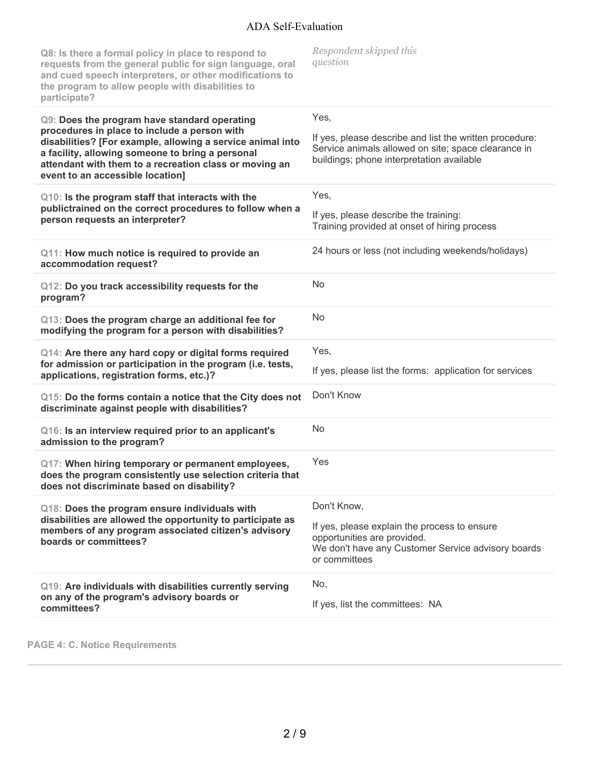| Question | Response |
| --- | --- |
| **Q8: Is there a formal policy in place to respond to requests from the general public for sign language, oral and cued speech interpreters, or other modifications to the program to allow people with disabilities to participate?** | *Respondent skipped this question* |
| **Q9: Does the program have standard operating procedures in place to include a person with disabilities? [For example, allowing a service animal into a facility, allowing someone to bring a personal attendant with them to a recreation class or moving an event to an accessible location]** | Yes,<br>If yes, please describe and list the written procedure: Service animals allowed on site; space clearance in buildings; phone interpretation available |
| **Q10: Is the program staff that interacts with the publictrained on the correct procedures to follow when a person requests an interpreter?** | Yes,<br>If yes, please describe the training: Training provided at onset of hiring process |
| **Q11: How much notice is required to provide an accommodation request?** | 24 hours or less (not including weekends/holidays) |
| **Q12: Do you track accessibility requests for the program?** | No |
| **Q13: Does the program charge an additional fee for modifying the program for a person with disabilities?** | No |
| **Q14: Are there any hard copy or digital forms required for admission or participation in the program (i.e. tests, applications, registration forms, etc.)?** | Yes,<br>If yes, please list the forms: application for services |
| **Q15: Do the forms contain a notice that the City does not discriminate against people with disabilities?** | Don't Know |
| **Q16: Is an interview required prior to an applicant's admission to the program?** | No |
| **Q17: When hiring temporary or permanent employees, does the program consistently use selection criteria that does not discriminate based on disability?** | Yes |
| **Q18: Does the program ensure individuals with disabilities are allowed the opportunity to participate as members of any program associated citizen's advisory boards or committees?** | Don't Know,<br>If yes, please explain the process to ensure opportunities are provided. We don't have any Customer Service advisory boards or committees |
| **Q19: Are individuals with disabilities currently serving on any of the program's advisory boards or committees?** | No,<br>If yes, list the committees: NA |

**PAGE 4: C. Notice Requirements**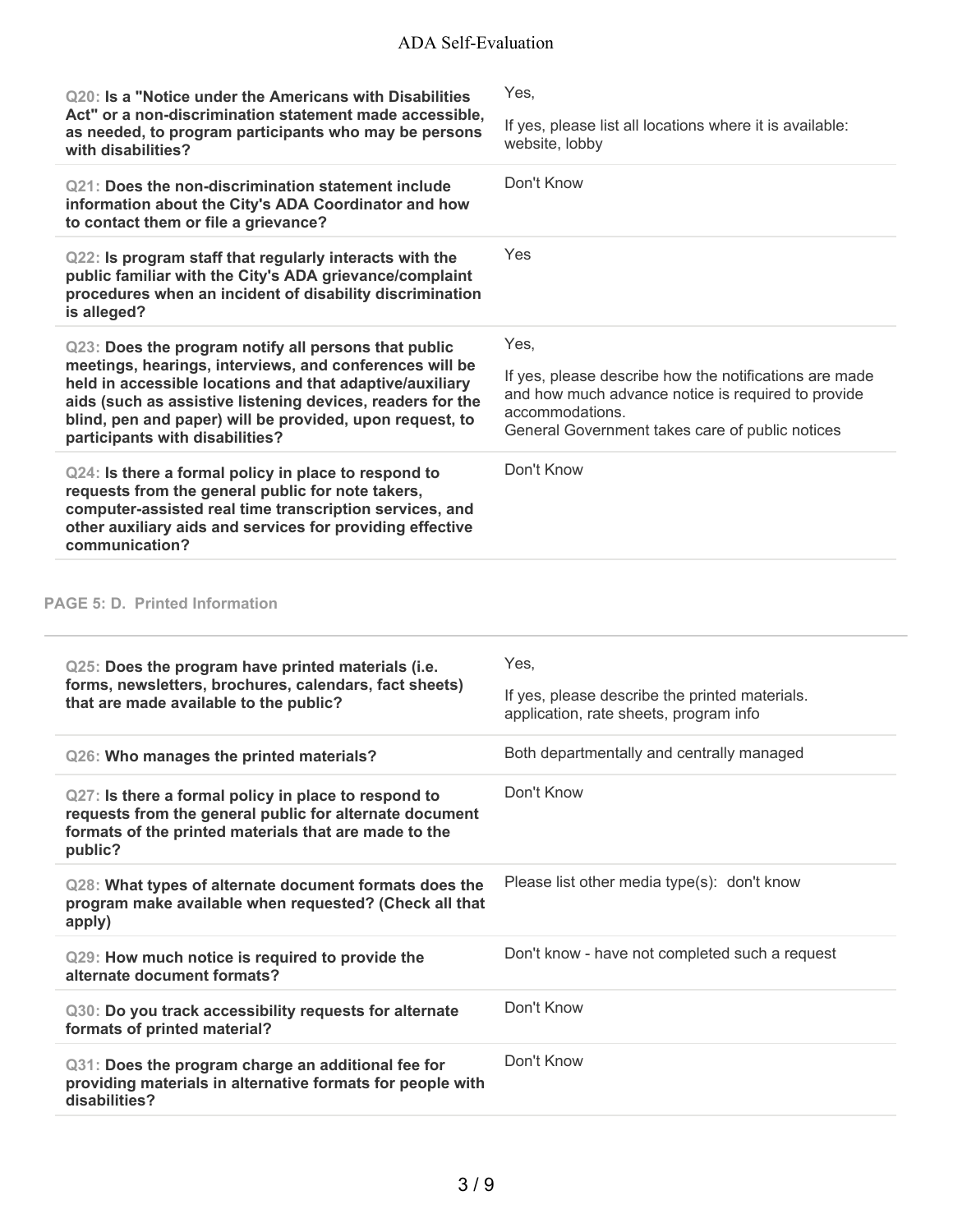**Q20: Is a "Notice under the Americans with Disabilities Act" or a non-discrimination statement made accessible, as needed, to program participants who may be persons with disabilities?**

Yes,

If yes, please list all locations where it is available: website, lobby

**Q21: Does the non-discrimination statement include information about the City's ADA Coordinator and how to contact them or file a grievance?**

Don't Know

**Q22: Is program staff that regularly interacts with the public familiar with the City's ADA grievance/complaint procedures when an incident of disability discrimination is alleged?**

Yes

**Q23: Does the program notify all persons that public meetings, hearings, interviews, and conferences will be held in accessible locations and that adaptive/auxiliary aids (such as assistive listening devices, readers for the blind, pen and paper) will be provided, upon request, to participants with disabilities?**

Yes,

If yes, please describe how the notifications are made and how much advance notice is required to provide accommodations.
General Government takes care of public notices

**Q24: Is there a formal policy in place to respond to requests from the general public for note takers, computer-assisted real time transcription services, and other auxiliary aids and services for providing effective communication?**

Don't Know

## PAGE 5: D. Printed Information

**Q25: Does the program have printed materials (i.e. forms, newsletters, brochures, calendars, fact sheets) that are made available to the public?**

Yes,

If yes, please describe the printed materials.
application, rate sheets, program info

**Q26: Who manages the printed materials?**

Both departmentally and centrally managed

**Q27: Is there a formal policy in place to respond to requests from the general public for alternate document formats of the printed materials that are made to the public?**

Don't Know

**Q28: What types of alternate document formats does the program make available when requested? (Check all that apply)**

Please list other media type(s): don't know

**Q29: How much notice is required to provide the alternate document formats?**

Don't know - have not completed such a request

**Q30: Do you track accessibility requests for alternate formats of printed material?**

Don't Know

**Q31: Does the program charge an additional fee for providing materials in alternative formats for people with disabilities?**

Don't Know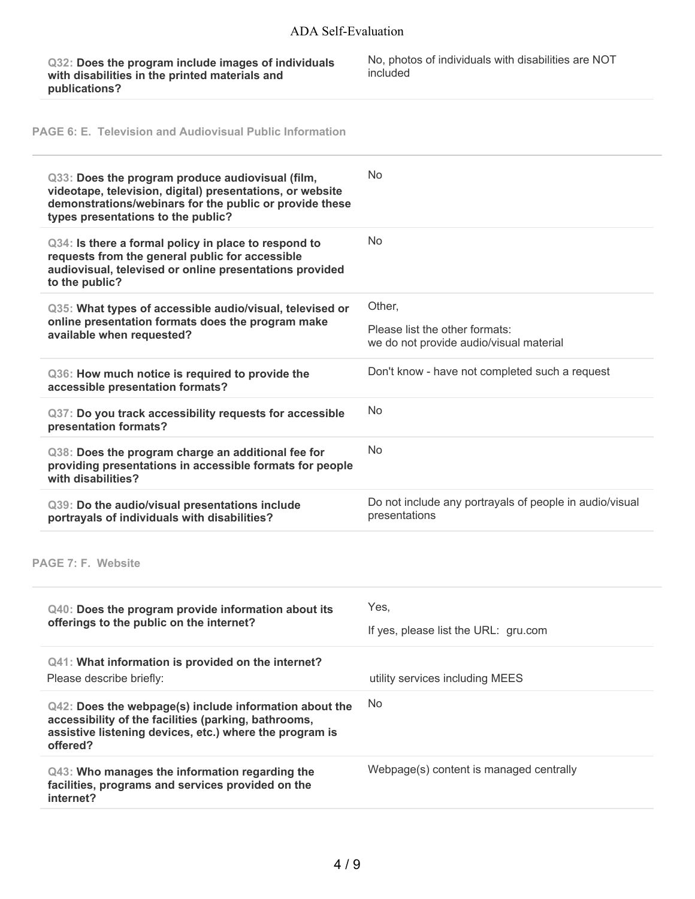**Q32: Does the program include images of individuals with disabilities in the printed materials and publications?**

No, photos of individuals with disabilities are NOT included

## PAGE 6: E. Television and Audiovisual Public Information

**Q33: Does the program produce audiovisual (film, videotape, television, digital) presentations, or website demonstrations/webinars for the public or provide these types presentations to the public?**

No

**Q34: Is there a formal policy in place to respond to requests from the general public for accessible audiovisual, televised or online presentations provided to the public?**

No

**Q35: What types of accessible audio/visual, televised or online presentation formats does the program make available when requested?**

Other,

Please list the other formats:
we do not provide audio/visual material

**Q36: How much notice is required to provide the accessible presentation formats?**

Don't know - have not completed such a request

**Q37: Do you track accessibility requests for accessible presentation formats?**

No

**Q38: Does the program charge an additional fee for providing presentations in accessible formats for people with disabilities?**

No

**Q39: Do the audio/visual presentations include portrayals of individuals with disabilities?**

Do not include any portrayals of people in audio/visual presentations

## PAGE 7: F. Website

**Q40: Does the program provide information about its offerings to the public on the internet?**

Yes,

If yes, please list the URL: gru.com

**Q41: What information is provided on the internet?**
Please describe briefly:

utility services including MEES

**Q42: Does the webpage(s) include information about the accessibility of the facilities (parking, bathrooms, assistive listening devices, etc.) where the program is offered?**

No

**Q43: Who manages the information regarding the facilities, programs and services provided on the internet?**

Webpage(s) content is managed centrally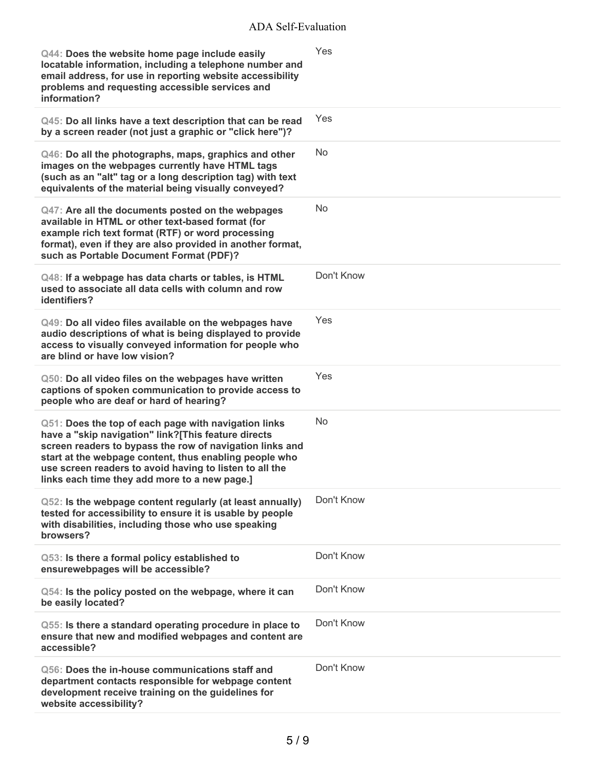| Question | Response |
| --- | --- |
| **Q44: Does the website home page include easily locatable information, including a telephone number and email address, for use in reporting website accessibility problems and requesting accessible services and information?** | Yes |
| **Q45: Do all links have a text description that can be read by a screen reader (not just a graphic or "click here")?** | Yes |
| **Q46: Do all the photographs, maps, graphics and other images on the webpages currently have HTML tags (such as an "alt" tag or a long description tag) with text equivalents of the material being visually conveyed?** | No |
| **Q47: Are all the documents posted on the webpages available in HTML or other text-based format (for example rich text format (RTF) or word processing format), even if they are also provided in another format, such as Portable Document Format (PDF)?** | No |
| **Q48: If a webpage has data charts or tables, is HTML used to associate all data cells with column and row identifiers?** | Don't Know |
| **Q49: Do all video files available on the webpages have audio descriptions of what is being displayed to provide access to visually conveyed information for people who are blind or have low vision?** | Yes |
| **Q50: Do all video files on the webpages have written captions of spoken communication to provide access to people who are deaf or hard of hearing?** | Yes |
| **Q51: Does the top of each page with navigation links have a "skip navigation" link?[This feature directs screen readers to bypass the row of navigation links and start at the webpage content, thus enabling people who use screen readers to avoid having to listen to all the links each time they add more to a new page.]** | No |
| **Q52: Is the webpage content regularly (at least annually) tested for accessibility to ensure it is usable by people with disabilities, including those who use speaking browsers?** | Don't Know |
| **Q53: Is there a formal policy established to ensurewebpages will be accessible?** | Don't Know |
| **Q54: Is the policy posted on the webpage, where it can be easily located?** | Don't Know |
| **Q55: Is there a standard operating procedure in place to ensure that new and modified webpages and content are accessible?** | Don't Know |
| **Q56: Does the in-house communications staff and department contacts responsible for webpage content development receive training on the guidelines for website accessibility?** | Don't Know |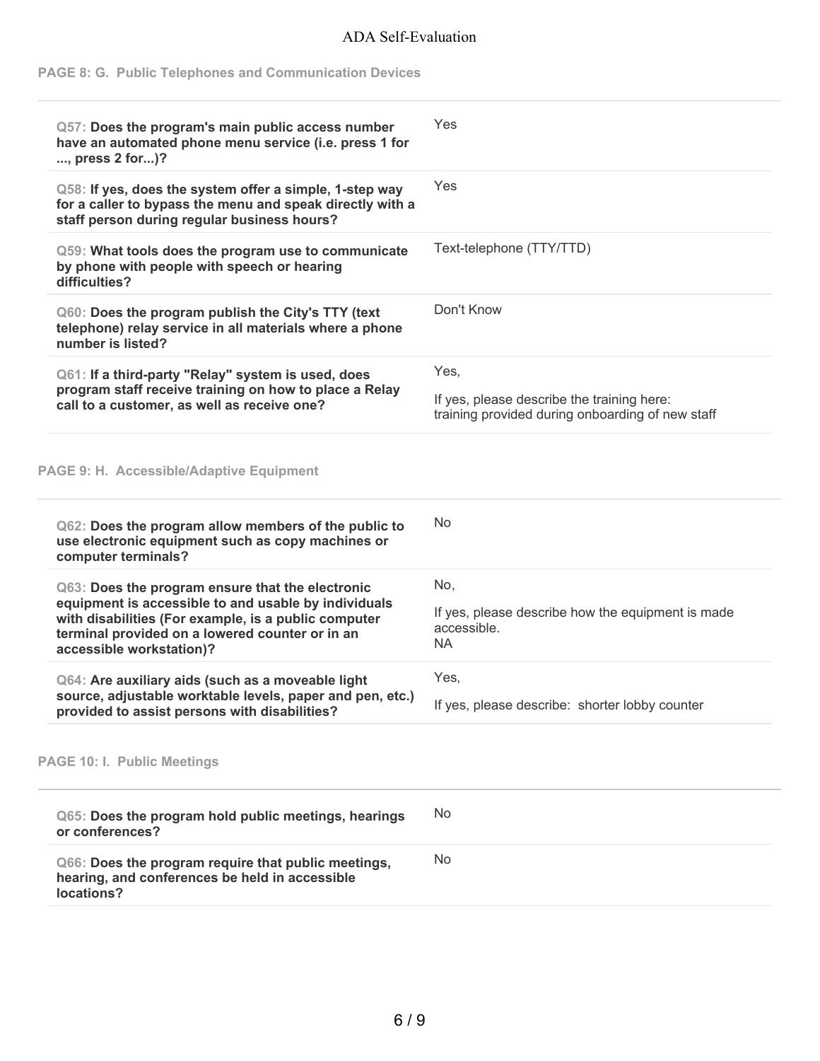## PAGE 8: G. Public Telephones and Communication Devices

| Question | Response |
| --- | --- |
| **Q57: Does the program's main public access number have an automated phone menu service (i.e. press 1 for ..., press 2 for...)?** | Yes |
| **Q58: If yes, does the system offer a simple, 1-step way for a caller to bypass the menu and speak directly with a staff person during regular business hours?** | Yes |
| **Q59: What tools does the program use to communicate by phone with people with speech or hearing difficulties?** | Text-telephone (TTY/TTD) |
| **Q60: Does the program publish the City's TTY (text telephone) relay service in all materials where a phone number is listed?** | Don't Know |
| **Q61: If a third-party "Relay" system is used, does program staff receive training on how to place a Relay call to a customer, as well as receive one?** | Yes,<br><br>If yes, please describe the training here:<br>training provided during onboarding of new staff |

## PAGE 9: H. Accessible/Adaptive Equipment

| Question | Response |
| --- | --- |
| **Q62: Does the program allow members of the public to use electronic equipment such as copy machines or computer terminals?** | No |
| **Q63: Does the program ensure that the electronic equipment is accessible to and usable by individuals with disabilities (For example, is a public computer terminal provided on a lowered counter or in an accessible workstation)?** | No,<br><br>If yes, please describe how the equipment is made accessible.<br>NA |
| **Q64: Are auxiliary aids (such as a moveable light source, adjustable worktable levels, paper and pen, etc.) provided to assist persons with disabilities?** | Yes,<br><br>If yes, please describe: shorter lobby counter |

## PAGE 10: I. Public Meetings

| Question | Response |
| --- | --- |
| **Q65: Does the program hold public meetings, hearings or conferences?** | No |
| **Q66: Does the program require that public meetings, hearing, and conferences be held in accessible locations?** | No |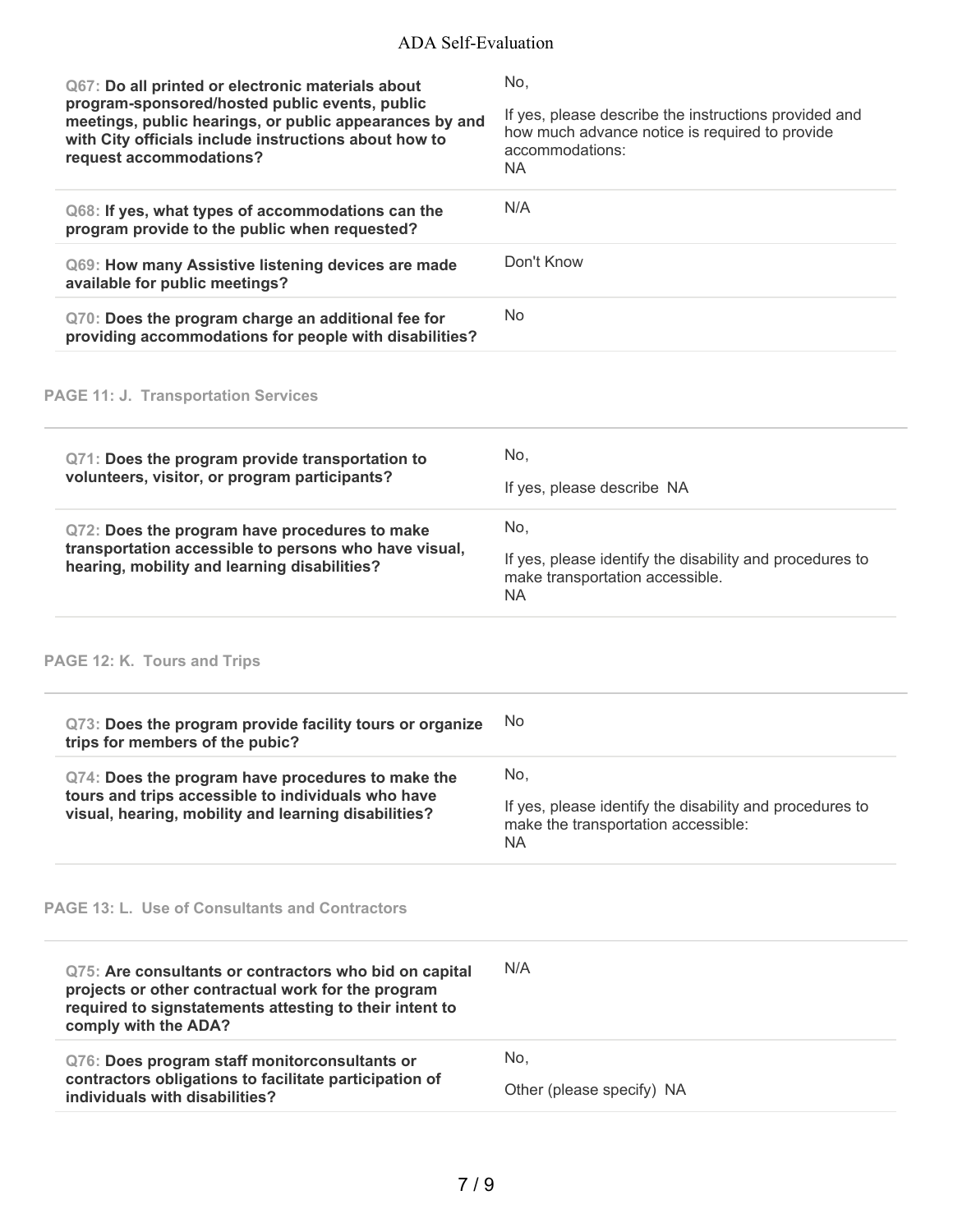| Question | Response |
| --- | --- |
| **Q67: Do all printed or electronic materials about program-sponsored/hosted public events, public meetings, public hearings, or public appearances by and with City officials include instructions about how to request accommodations?** | No,<br>If yes, please describe the instructions provided and how much advance notice is required to provide accommodations:<br>NA |
| **Q68: If yes, what types of accommodations can the program provide to the public when requested?** | N/A |
| **Q69: How many Assistive listening devices are made available for public meetings?** | Don't Know |
| **Q70: Does the program charge an additional fee for providing accommodations for people with disabilities?** | No |

## PAGE 11: J. Transportation Services

| Question | Response |
| --- | --- |
| **Q71: Does the program provide transportation to volunteers, visitor, or program participants?** | No,<br>If yes, please describe NA |
| **Q72: Does the program have procedures to make transportation accessible to persons who have visual, hearing, mobility and learning disabilities?** | No,<br>If yes, please identify the disability and procedures to make transportation accessible.<br>NA |

## PAGE 12: K. Tours and Trips

| Question | Response |
| --- | --- |
| **Q73: Does the program provide facility tours or organize trips for members of the pubic?** | No |
| **Q74: Does the program have procedures to make the tours and trips accessible to individuals who have visual, hearing, mobility and learning disabilities?** | No,<br>If yes, please identify the disability and procedures to make the transportation accessible:<br>NA |

## PAGE 13: L. Use of Consultants and Contractors

| Question | Response |
| --- | --- |
| **Q75: Are consultants or contractors who bid on capital projects or other contractual work for the program required to signstatements attesting to their intent to comply with the ADA?** | N/A |
| **Q76: Does program staff monitorconsultants or contractors obligations to facilitate participation of individuals with disabilities?** | No,<br>Other (please specify) NA |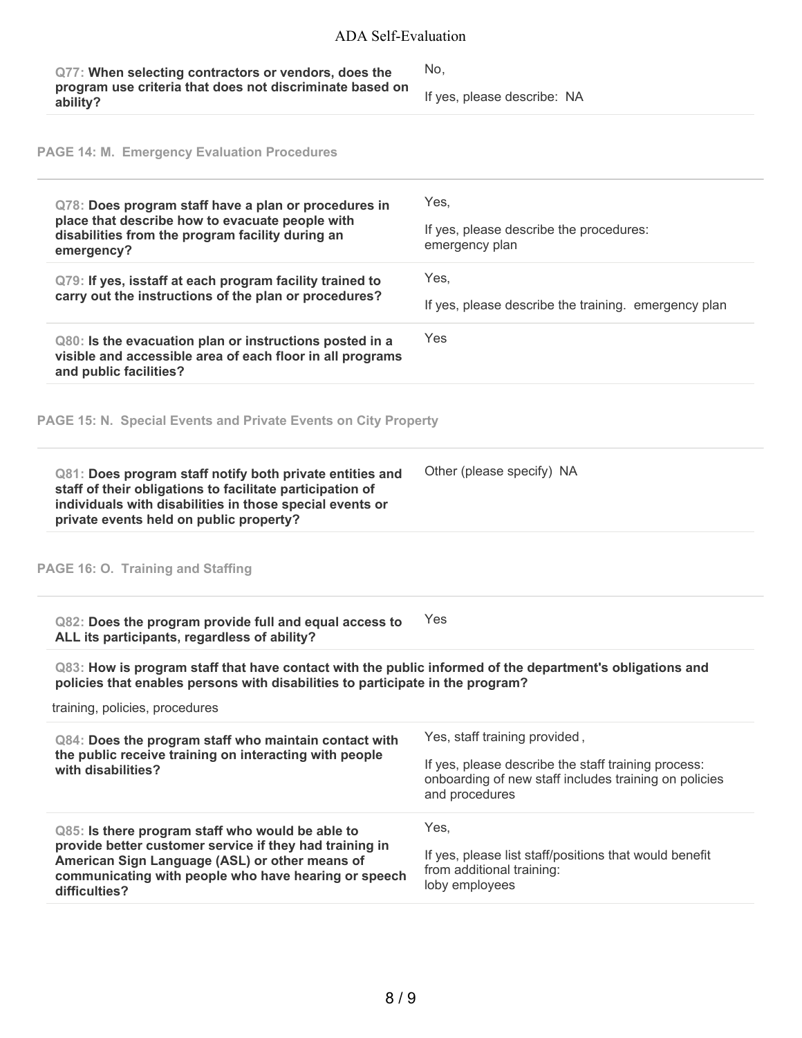| | |
|---|---|
| **Q77: When selecting contractors or vendors, does the program use criteria that does not discriminate based on ability?** | No,<br><br>If yes, please describe: NA |

## PAGE 14: M. Emergency Evaluation Procedures

| | |
|---|---|
| **Q78: Does program staff have a plan or procedures in place that describe how to evacuate people with disabilities from the program facility during an emergency?** | Yes,<br><br>If yes, please describe the procedures: emergency plan |
| **Q79: If yes, isstaff at each program facility trained to carry out the instructions of the plan or procedures?** | Yes,<br><br>If yes, please describe the training. emergency plan |
| **Q80: Is the evacuation plan or instructions posted in a visible and accessible area of each floor in all programs and public facilities?** | Yes |

## PAGE 15: N. Special Events and Private Events on City Property

| | |
|---|---|
| **Q81: Does program staff notify both private entities and staff of their obligations to facilitate participation of individuals with disabilities in those special events or private events held on public property?** | Other (please specify) NA |

## PAGE 16: O. Training and Staffing

| | |
|---|---|
| **Q82: Does the program provide full and equal access to ALL its participants, regardless of ability?** | Yes |

**Q83: How is program staff that have contact with the public informed of the department's obligations and policies that enables persons with disabilities to participate in the program?**

training, policies, procedures

| | |
|---|---|
| **Q84: Does the program staff who maintain contact with the public receive training on interacting with people with disabilities?** | Yes, staff training provided ,<br><br>If yes, please describe the staff training process: onboarding of new staff includes training on policies and procedures |
| **Q85: Is there program staff who would be able to provide better customer service if they had training in American Sign Language (ASL) or other means of communicating with people who have hearing or speech difficulties?** | Yes,<br><br>If yes, please list staff/positions that would benefit from additional training: loby employees |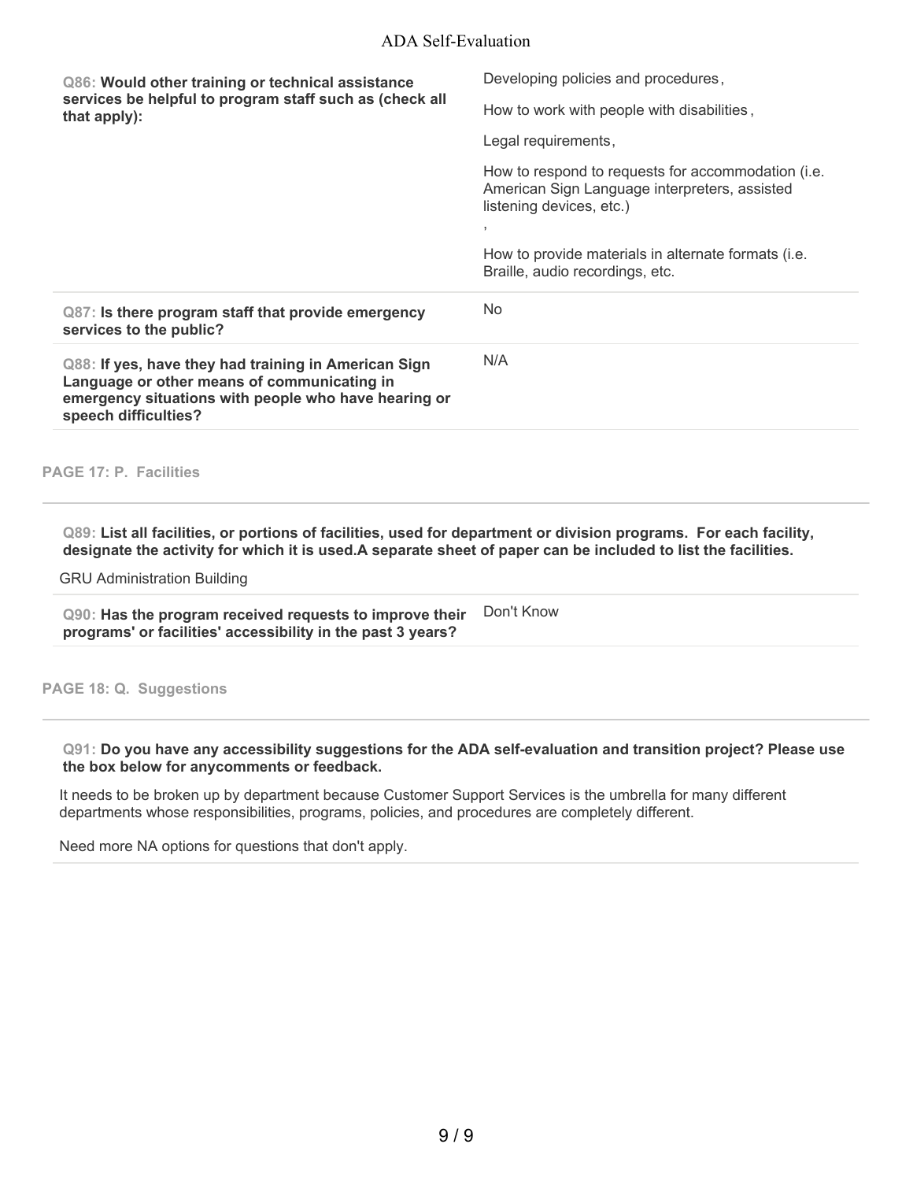| | |
|---|---|
| **Q86: Would other training or technical assistance services be helpful to program staff such as (check all that apply):** | Developing policies and procedures, How to work with people with disabilities, Legal requirements, How to respond to requests for accommodation (i.e. American Sign Language interpreters, assisted listening devices, etc.) , How to provide materials in alternate formats (i.e. Braille, audio recordings, etc. |
| **Q87: Is there program staff that provide emergency services to the public?** | No |
| **Q88: If yes, have they had training in American Sign Language or other means of communicating in emergency situations with people who have hearing or speech difficulties?** | N/A |

## PAGE 17: P. Facilities

**Q89: List all facilities, or portions of facilities, used for department or division programs. For each facility, designate the activity for which it is used.A separate sheet of paper can be included to list the facilities.**

GRU Administration Building

| | |
|---|---|
| **Q90: Has the program received requests to improve their programs' or facilities' accessibility in the past 3 years?** | Don't Know |

## PAGE 18: Q. Suggestions

**Q91: Do you have any accessibility suggestions for the ADA self-evaluation and transition project? Please use the box below for anycomments or feedback.**

It needs to be broken up by department because Customer Support Services is the umbrella for many different departments whose responsibilities, programs, policies, and procedures are completely different.

Need more NA options for questions that don't apply.